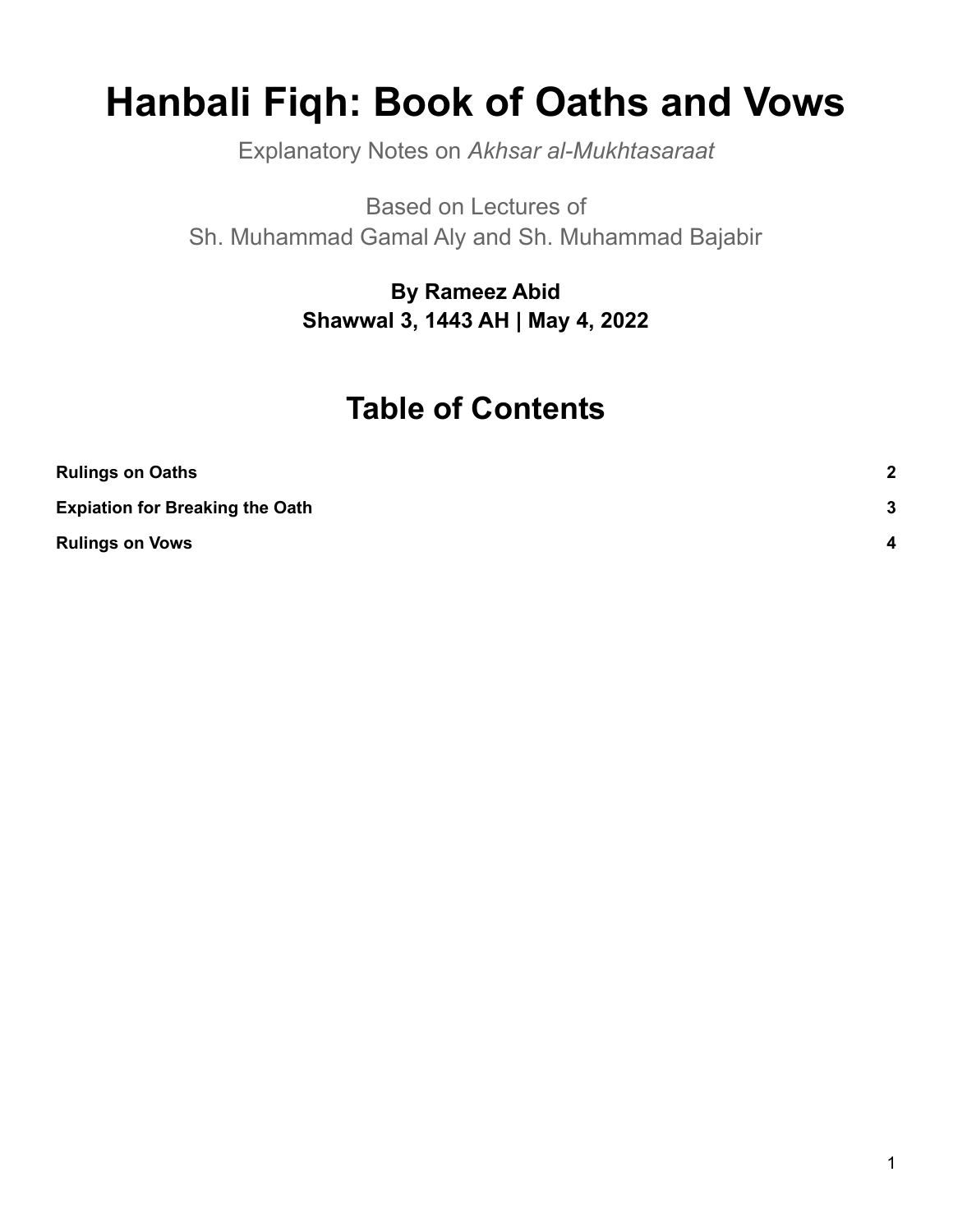# Hanbali Fiqh: Book of Oaths and Vows

Explanatory Notes on *Akhsar al-Mukhtasaraat*

Based on Lectures of
Sh. Muhammad Gamal Aly and Sh. Muhammad Bajabir

**By Rameez Abid**
**Shawwal 3, 1443 AH | May 4, 2022**

## Table of Contents

| | |
|---|---|
| **Rulings on Oaths** | **2** |
| **Expiation for Breaking the Oath** | **3** |
| **Rulings on Vows** | **4** |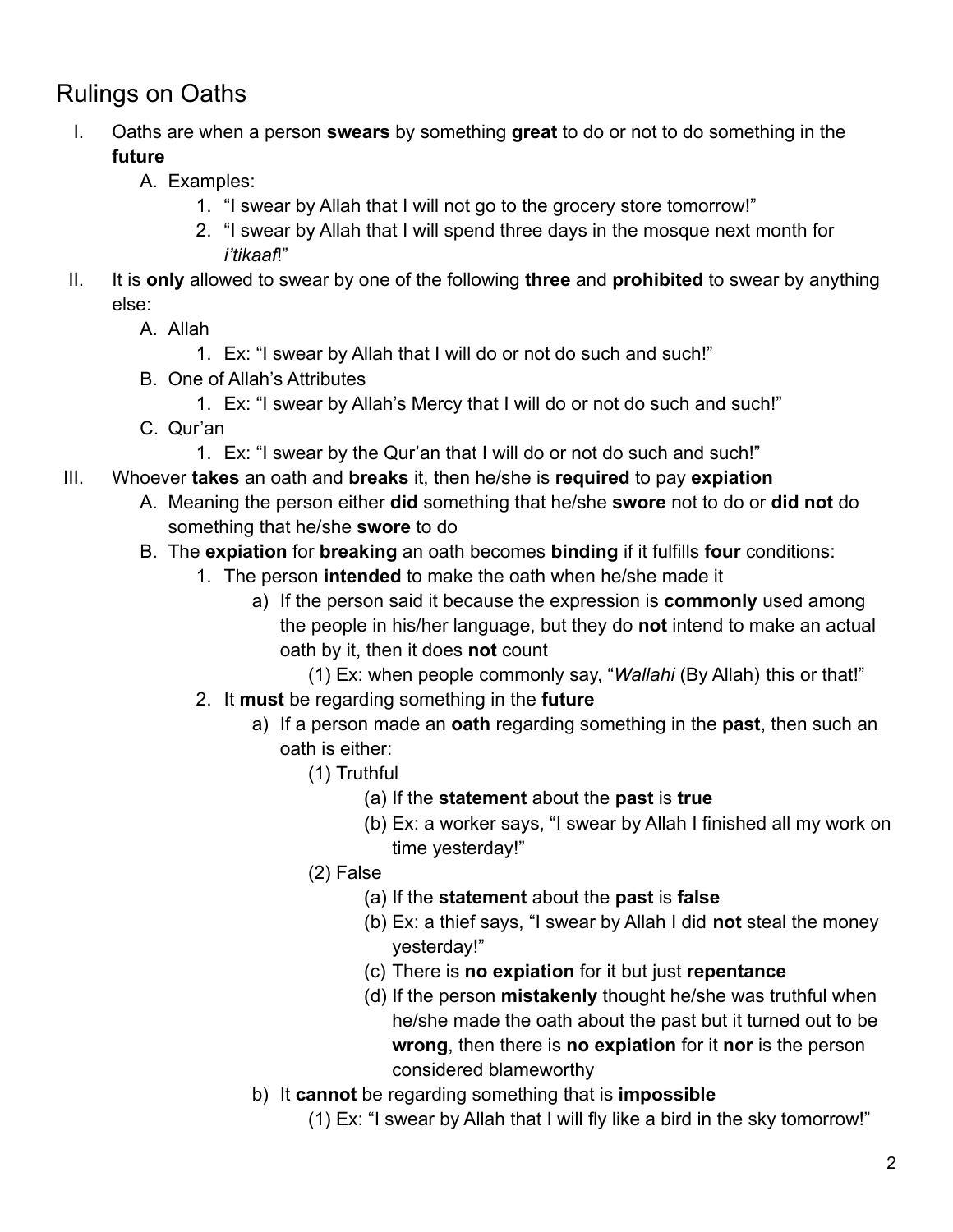# Rulings on Oaths

I. Oaths are when a person **swears** by something **great** to do or not to do something in the **future**
   A. Examples:
      1. "I swear by Allah that I will not go to the grocery store tomorrow!"
      2. "I swear by Allah that I will spend three days in the mosque next month for *i'tikaaf*!"

II. It is **only** allowed to swear by one of the following **three** and **prohibited** to swear by anything else:
   A. Allah
      1. Ex: "I swear by Allah that I will do or not do such and such!"
   B. One of Allah's Attributes
      1. Ex: "I swear by Allah's Mercy that I will do or not do such and such!"
   C. Qur'an
      1. Ex: "I swear by the Qur'an that I will do or not do such and such!"

III. Whoever **takes** an oath and **breaks** it, then he/she is **required** to pay **expiation**
   A. Meaning the person either **did** something that he/she **swore** not to do or **did not** do something that he/she **swore** to do
   B. The **expiation** for **breaking** an oath becomes **binding** if it fulfills **four** conditions:
      1. The person **intended** to make the oath when he/she made it
         a) If the person said it because the expression is **commonly** used among the people in his/her language, but they do **not** intend to make an actual oath by it, then it does **not** count
            (1) Ex: when people commonly say, "*Wallahi* (By Allah) this or that!"
      2. It **must** be regarding something in the **future**
         a) If a person made an **oath** regarding something in the **past**, then such an oath is either:
            (1) Truthful
               (a) If the **statement** about the **past** is **true**
               (b) Ex: a worker says, "I swear by Allah I finished all my work on time yesterday!"
            (2) False
               (a) If the **statement** about the **past** is **false**
               (b) Ex: a thief says, "I swear by Allah I did **not** steal the money yesterday!"
               (c) There is **no expiation** for it but just **repentance**
               (d) If the person **mistakenly** thought he/she was truthful when he/she made the oath about the past but it turned out to be **wrong**, then there is **no expiation** for it **nor** is the person considered blameworthy
         b) It **cannot** be regarding something that is **impossible**
            (1) Ex: "I swear by Allah that I will fly like a bird in the sky tomorrow!"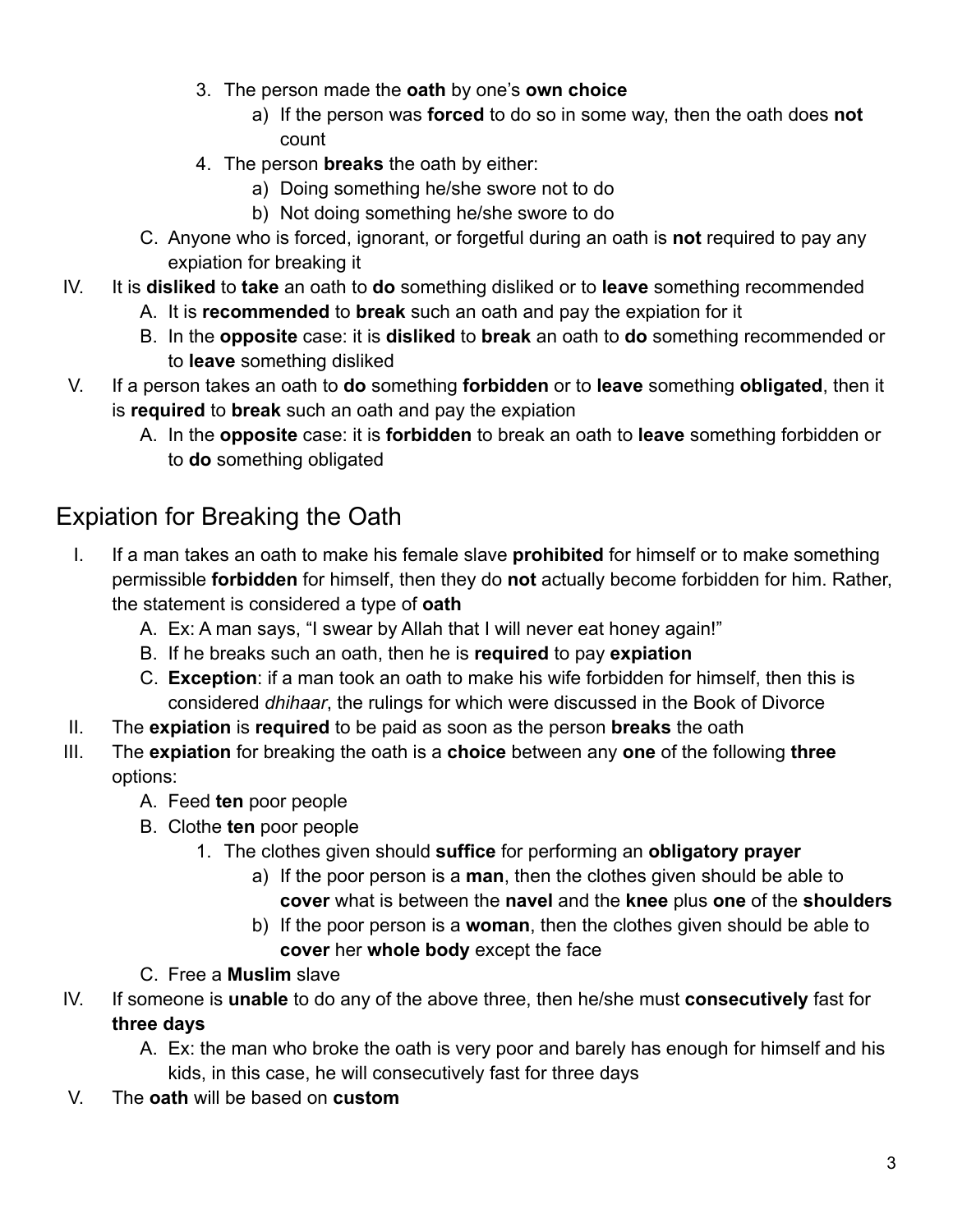3. The person made the **oath** by one's **own choice**
    a) If the person was **forced** to do so in some way, then the oath does **not** count
4. The person **breaks** the oath by either:
    a) Doing something he/she swore not to do
    b) Not doing something he/she swore to do

C. Anyone who is forced, ignorant, or forgetful during an oath is **not** required to pay any expiation for breaking it

IV. It is **disliked** to **take** an oath to **do** something disliked or to **leave** something recommended
  A. It is **recommended** to **break** such an oath and pay the expiation for it
  B. In the **opposite** case: it is **disliked** to **break** an oath to **do** something recommended or to **leave** something disliked

V. If a person takes an oath to **do** something **forbidden** or to **leave** something **obligated**, then it is **required** to **break** such an oath and pay the expiation
  A. In the **opposite** case: it is **forbidden** to break an oath to **leave** something forbidden or to **do** something obligated

## Expiation for Breaking the Oath

I. If a man takes an oath to make his female slave **prohibited** for himself or to make something permissible **forbidden** for himself, then they do **not** actually become forbidden for him. Rather, the statement is considered a type of **oath**
  A. Ex: A man says, "I swear by Allah that I will never eat honey again!"
  B. If he breaks such an oath, then he is **required** to pay **expiation**
  C. **Exception**: if a man took an oath to make his wife forbidden for himself, then this is considered *dhihaar*, the rulings for which were discussed in the Book of Divorce

II. The **expiation** is **required** to be paid as soon as the person **breaks** the oath

III. The **expiation** for breaking the oath is a **choice** between any **one** of the following **three** options:
  A. Feed **ten** poor people
  B. Clothe **ten** poor people
    1. The clothes given should **suffice** for performing an **obligatory prayer**
        a) If the poor person is a **man**, then the clothes given should be able to **cover** what is between the **navel** and the **knee** plus **one** of the **shoulders**
        b) If the poor person is a **woman**, then the clothes given should be able to **cover** her **whole body** except the face
  C. Free a **Muslim** slave

IV. If someone is **unable** to do any of the above three, then he/she must **consecutively** fast for **three days**
  A. Ex: the man who broke the oath is very poor and barely has enough for himself and his kids, in this case, he will consecutively fast for three days

V. The **oath** will be based on **custom**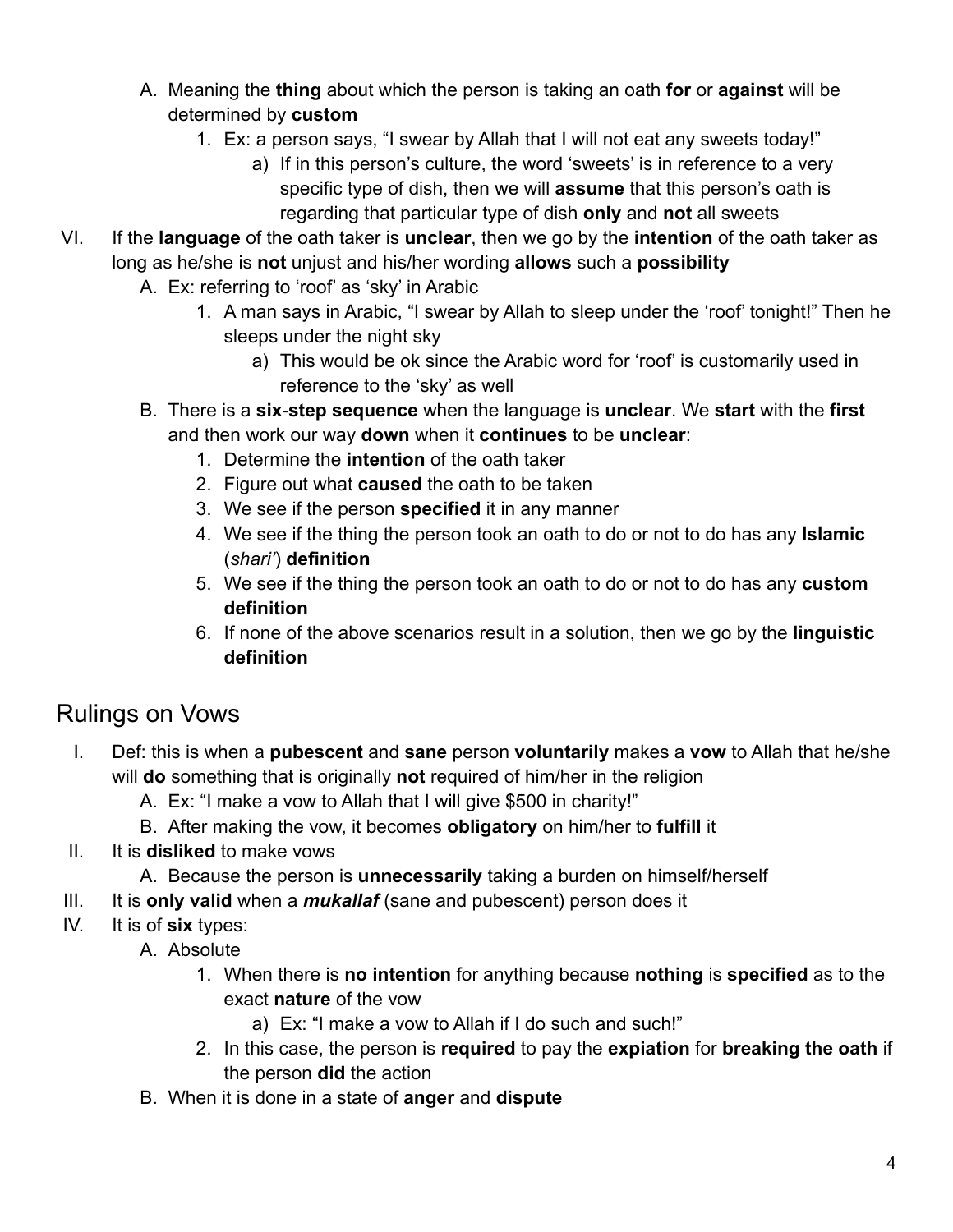A. Meaning the **thing** about which the person is taking an oath **for** or **against** will be determined by **custom**
   1. Ex: a person says, "I swear by Allah that I will not eat any sweets today!"
      a) If in this person's culture, the word 'sweets' is in reference to a very specific type of dish, then we will **assume** that this person's oath is regarding that particular type of dish **only** and **not** all sweets

VI. If the **language** of the oath taker is **unclear**, then we go by the **intention** of the oath taker as long as he/she is **not** unjust and his/her wording **allows** such a **possibility**

A. Ex: referring to 'roof' as 'sky' in Arabic
   1. A man says in Arabic, "I swear by Allah to sleep under the 'roof' tonight!" Then he sleeps under the night sky
      a) This would be ok since the Arabic word for 'roof' is customarily used in reference to the 'sky' as well

B. There is a **six-step sequence** when the language is **unclear**. We **start** with the **first** and then work our way **down** when it **continues** to be **unclear**:
   1. Determine the **intention** of the oath taker
   2. Figure out what **caused** the oath to be taken
   3. We see if the person **specified** it in any manner
   4. We see if the thing the person took an oath to do or not to do has any **Islamic** (*shari'*) **definition**
   5. We see if the thing the person took an oath to do or not to do has any **custom definition**
   6. If none of the above scenarios result in a solution, then we go by the **linguistic definition**

## Rulings on Vows

I. Def: this is when a **pubescent** and **sane** person **voluntarily** makes a **vow** to Allah that he/she will **do** something that is originally **not** required of him/her in the religion

A. Ex: "I make a vow to Allah that I will give $500 in charity!"

B. After making the vow, it becomes **obligatory** on him/her to **fulfill** it

II. It is **disliked** to make vows

A. Because the person is **unnecessarily** taking a burden on himself/herself

III. It is **only valid** when a ***mukallaf*** (sane and pubescent) person does it

IV. It is of **six** types:

A. Absolute
   1. When there is **no intention** for anything because **nothing** is **specified** as to the exact **nature** of the vow
      a) Ex: "I make a vow to Allah if I do such and such!"
   2. In this case, the person is **required** to pay the **expiation** for **breaking the oath** if the person **did** the action

B. When it is done in a state of **anger** and **dispute**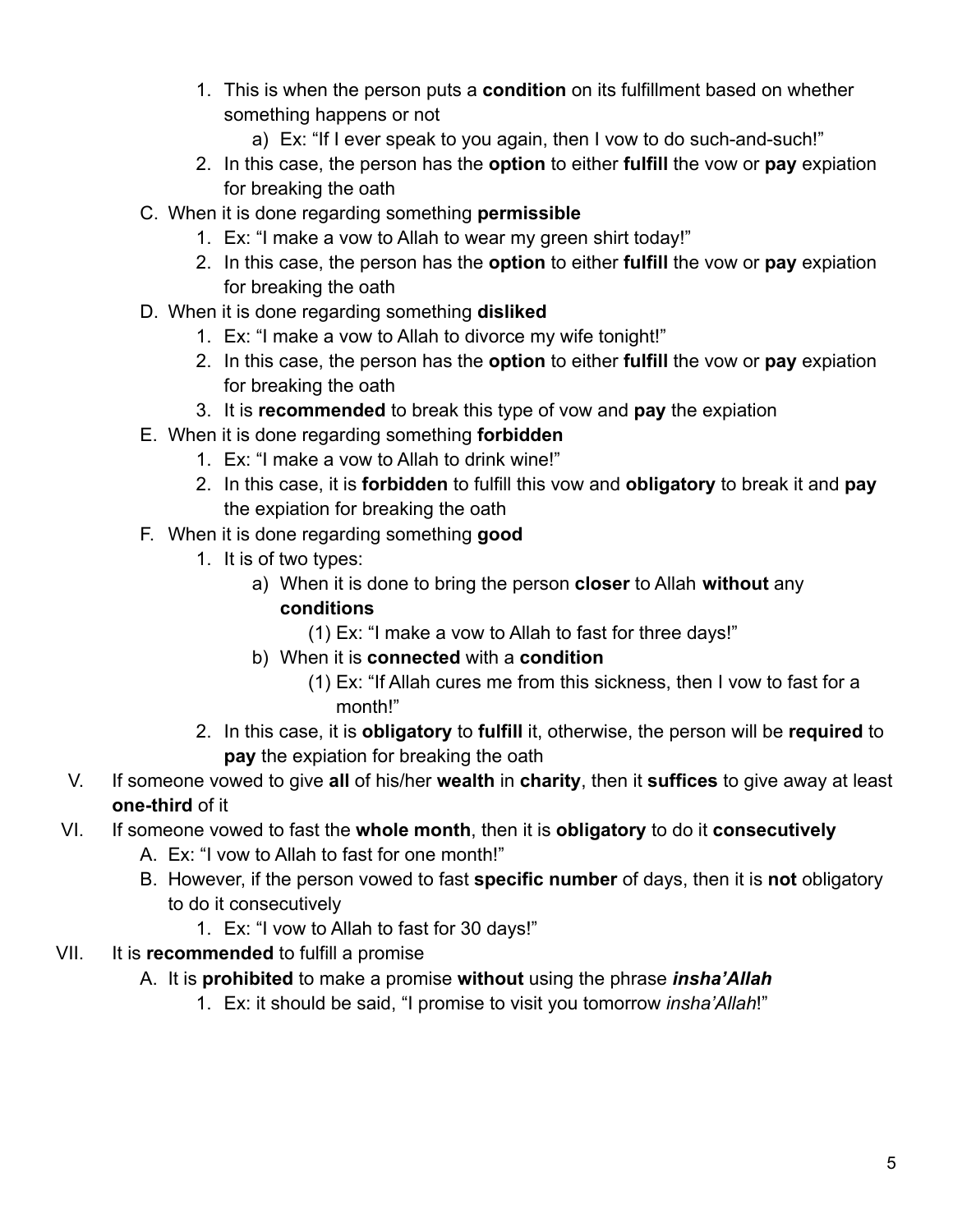1. This is when the person puts a **condition** on its fulfillment based on whether something happens or not
            a) Ex: "If I ever speak to you again, then I vow to do such-and-such!"
        2. In this case, the person has the **option** to either **fulfill** the vow or **pay** expiation for breaking the oath
    C. When it is done regarding something **permissible**
        1. Ex: "I make a vow to Allah to wear my green shirt today!"
        2. In this case, the person has the **option** to either **fulfill** the vow or **pay** expiation for breaking the oath
    D. When it is done regarding something **disliked**
        1. Ex: "I make a vow to Allah to divorce my wife tonight!"
        2. In this case, the person has the **option** to either **fulfill** the vow or **pay** expiation for breaking the oath
        3. It is **recommended** to break this type of vow and **pay** the expiation
    E. When it is done regarding something **forbidden**
        1. Ex: "I make a vow to Allah to drink wine!"
        2. In this case, it is **forbidden** to fulfill this vow and **obligatory** to break it and **pay** the expiation for breaking the oath
    F. When it is done regarding something **good**
        1. It is of two types:
            a) When it is done to bring the person **closer** to Allah **without** any **conditions**
                (1) Ex: "I make a vow to Allah to fast for three days!"
            b) When it is **connected** with a **condition**
                (1) Ex: "If Allah cures me from this sickness, then I vow to fast for a month!"
        2. In this case, it is **obligatory** to **fulfill** it, otherwise, the person will be **required** to **pay** the expiation for breaking the oath

V. If someone vowed to give **all** of his/her **wealth** in **charity**, then it **suffices** to give away at least **one-third** of it

VI. If someone vowed to fast the **whole month**, then it is **obligatory** to do it **consecutively**
    A. Ex: "I vow to Allah to fast for one month!"
    B. However, if the person vowed to fast **specific number** of days, then it is **not** obligatory to do it consecutively
        1. Ex: "I vow to Allah to fast for 30 days!"

VII. It is **recommended** to fulfill a promise
    A. It is **prohibited** to make a promise **without** using the phrase ***insha'Allah***
        1. Ex: it should be said, "I promise to visit you tomorrow *insha'Allah*!"